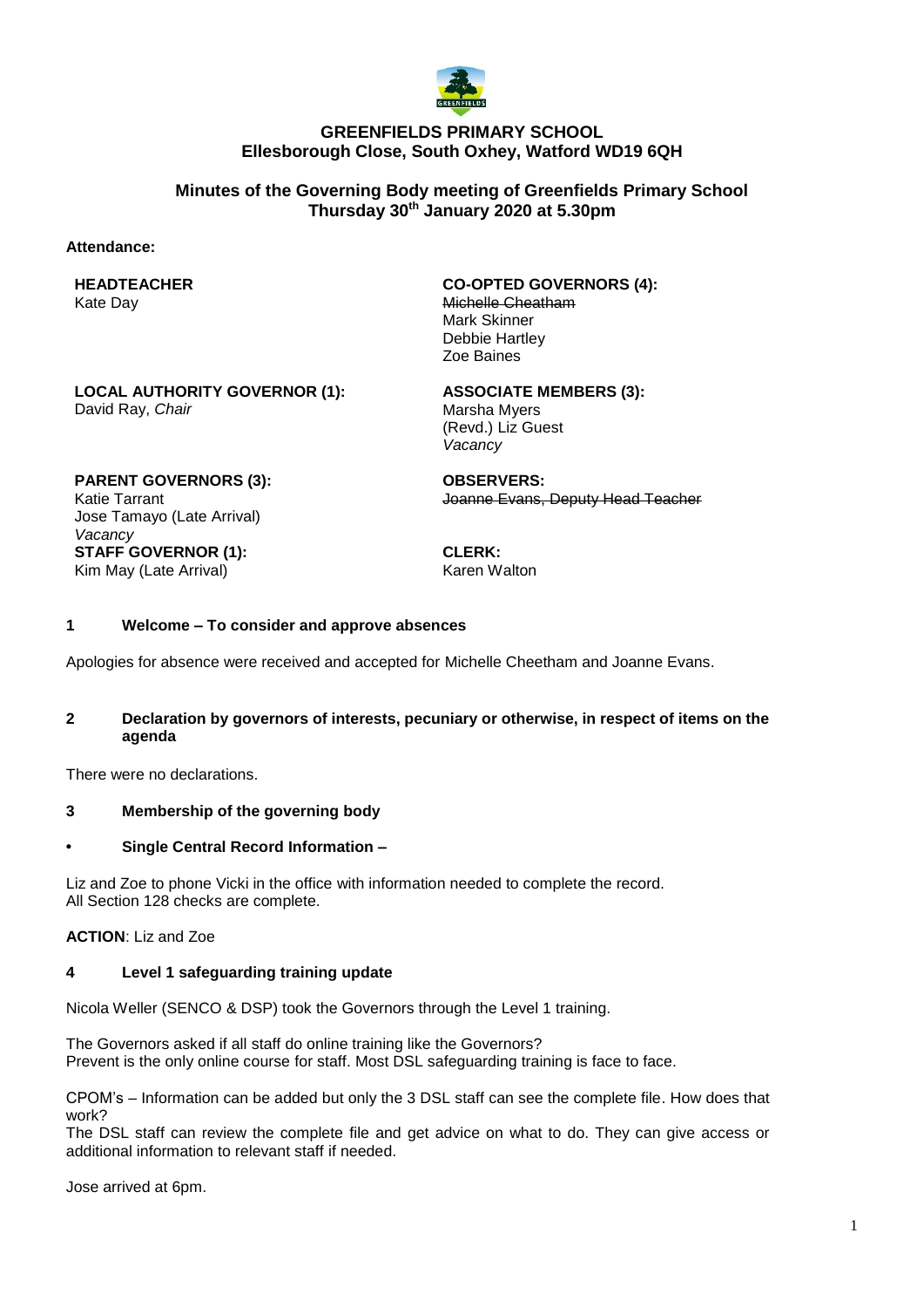# GREENFIELDS PRIMARY SCHOOL
## Ellesborough Close, South Oxhey, Watford WD19 6QH

## Minutes of the Governing Body meeting of Greenfields Primary School
## Thursday 30th January 2020 at 5.30pm

**Attendance:**

**HEADTEACHER**
Kate Day

**CO-OPTED GOVERNORS (4):**
~~Michelle Cheatham~~
Mark Skinner
Debbie Hartley
Zoe Baines

**LOCAL AUTHORITY GOVERNOR (1):**
David Ray, *Chair*

**ASSOCIATE MEMBERS (3):**
Marsha Myers
(Revd.) Liz Guest
*Vacancy*

**PARENT GOVERNORS (3):**
Katie Tarrant
Jose Tamayo (Late Arrival)
*Vacancy*

**OBSERVERS:**
~~Joanne Evans, Deputy Head Teacher~~

**STAFF GOVERNOR (1):**
Kim May (Late Arrival)

**CLERK:**
Karen Walton

### 1 Welcome – To consider and approve absences

Apologies for absence were received and accepted for Michelle Cheetham and Joanne Evans.

### 2 Declaration by governors of interests, pecuniary or otherwise, in respect of items on the agenda

There were no declarations.

### 3 Membership of the governing body

- **Single Central Record Information –**

Liz and Zoe to phone Vicki in the office with information needed to complete the record.
All Section 128 checks are complete.

**ACTION**: Liz and Zoe

### 4 Level 1 safeguarding training update

Nicola Weller (SENCO & DSP) took the Governors through the Level 1 training.

The Governors asked if all staff do online training like the Governors?
Prevent is the only online course for staff. Most DSL safeguarding training is face to face.

CPOM's – Information can be added but only the 3 DSL staff can see the complete file. How does that work?
The DSL staff can review the complete file and get advice on what to do. They can give access or additional information to relevant staff if needed.

Jose arrived at 6pm.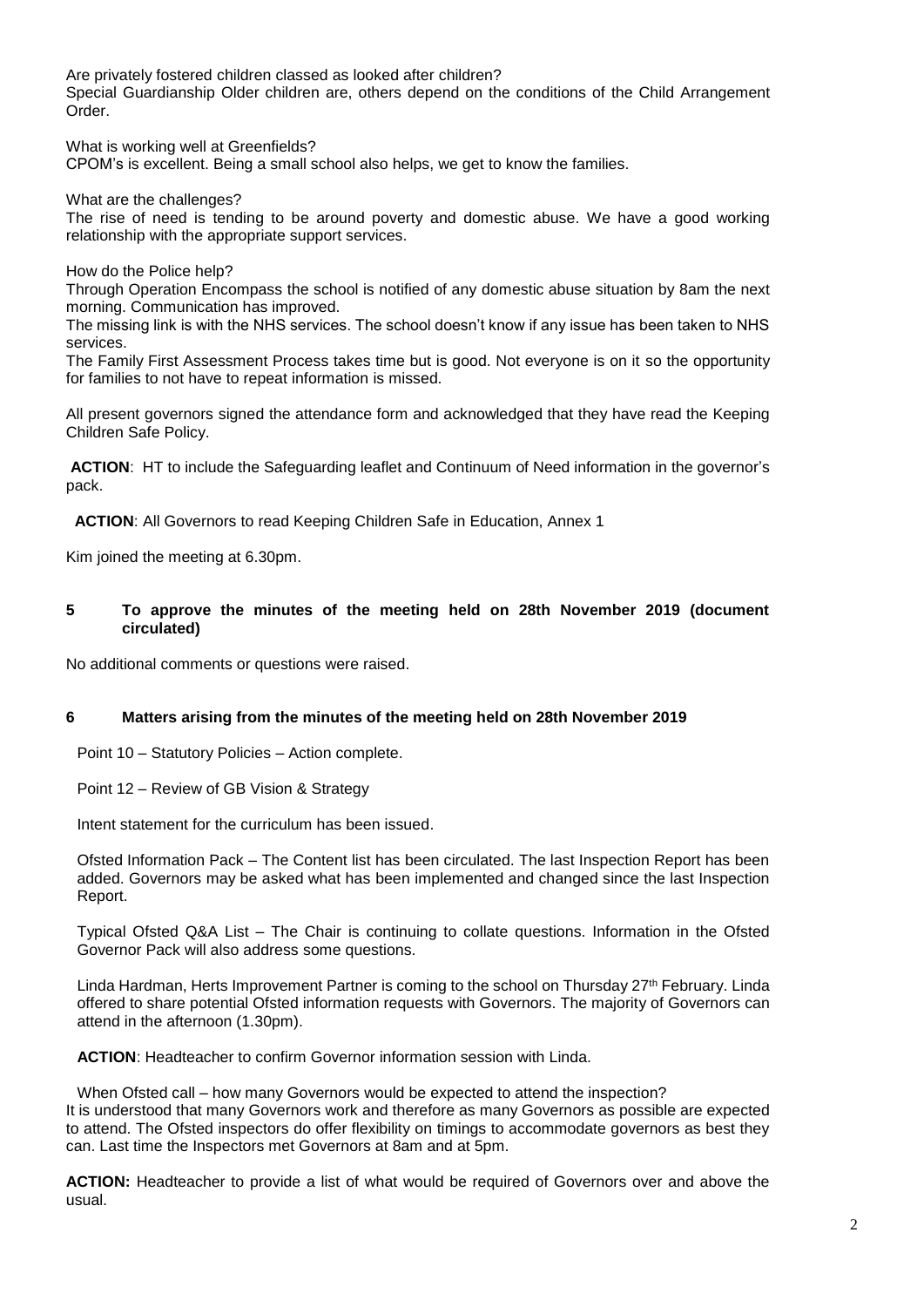Are privately fostered children classed as looked after children?
Special Guardianship Older children are, others depend on the conditions of the Child Arrangement Order.

What is working well at Greenfields?
CPOM's is excellent. Being a small school also helps, we get to know the families.

What are the challenges?
The rise of need is tending to be around poverty and domestic abuse. We have a good working relationship with the appropriate support services.

How do the Police help?
Through Operation Encompass the school is notified of any domestic abuse situation by 8am the next morning. Communication has improved.
The missing link is with the NHS services. The school doesn't know if any issue has been taken to NHS services.
The Family First Assessment Process takes time but is good. Not everyone is on it so the opportunity for families to not have to repeat information is missed.

All present governors signed the attendance form and acknowledged that they have read the Keeping Children Safe Policy.

**ACTION**: HT to include the Safeguarding leaflet and Continuum of Need information in the governor's pack.

**ACTION**: All Governors to read Keeping Children Safe in Education, Annex 1

Kim joined the meeting at 6.30pm.

## 5 To approve the minutes of the meeting held on 28th November 2019 (document circulated)

No additional comments or questions were raised.

## 6 Matters arising from the minutes of the meeting held on 28th November 2019

Point 10 – Statutory Policies – Action complete.

Point 12 – Review of GB Vision & Strategy

Intent statement for the curriculum has been issued.

Ofsted Information Pack – The Content list has been circulated. The last Inspection Report has been added. Governors may be asked what has been implemented and changed since the last Inspection Report.

Typical Ofsted Q&A List – The Chair is continuing to collate questions. Information in the Ofsted Governor Pack will also address some questions.

Linda Hardman, Herts Improvement Partner is coming to the school on Thursday 27th February. Linda offered to share potential Ofsted information requests with Governors. The majority of Governors can attend in the afternoon (1.30pm).

**ACTION**: Headteacher to confirm Governor information session with Linda.

When Ofsted call – how many Governors would be expected to attend the inspection?
It is understood that many Governors work and therefore as many Governors as possible are expected to attend. The Ofsted inspectors do offer flexibility on timings to accommodate governors as best they can. Last time the Inspectors met Governors at 8am and at 5pm.

**ACTION:** Headteacher to provide a list of what would be required of Governors over and above the usual.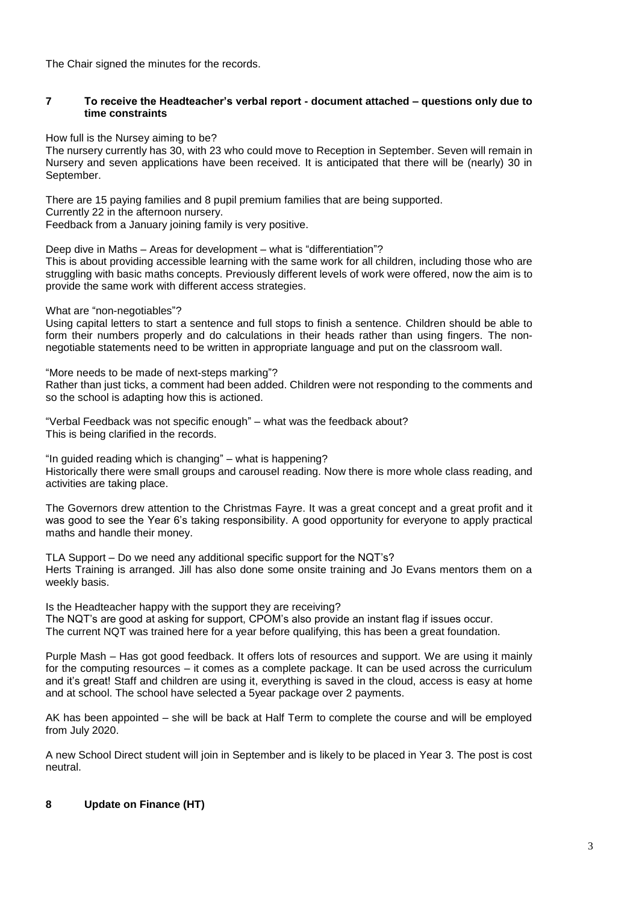The Chair signed the minutes for the records.

**7 To receive the Headteacher's verbal report - document attached – questions only due to time constraints**

How full is the Nursey aiming to be?
The nursery currently has 30, with 23 who could move to Reception in September. Seven will remain in Nursery and seven applications have been received. It is anticipated that there will be (nearly) 30 in September.

There are 15 paying families and 8 pupil premium families that are being supported.
Currently 22 in the afternoon nursery.
Feedback from a January joining family is very positive.

Deep dive in Maths – Areas for development – what is "differentiation"?
This is about providing accessible learning with the same work for all children, including those who are struggling with basic maths concepts. Previously different levels of work were offered, now the aim is to provide the same work with different access strategies.

What are "non-negotiables"?
Using capital letters to start a sentence and full stops to finish a sentence. Children should be able to form their numbers properly and do calculations in their heads rather than using fingers. The non-negotiable statements need to be written in appropriate language and put on the classroom wall.

"More needs to be made of next-steps marking"?
Rather than just ticks, a comment had been added. Children were not responding to the comments and so the school is adapting how this is actioned.

"Verbal Feedback was not specific enough" – what was the feedback about?
This is being clarified in the records.

"In guided reading which is changing" – what is happening?
Historically there were small groups and carousel reading. Now there is more whole class reading, and activities are taking place.

The Governors drew attention to the Christmas Fayre. It was a great concept and a great profit and it was good to see the Year 6's taking responsibility. A good opportunity for everyone to apply practical maths and handle their money.

TLA Support – Do we need any additional specific support for the NQT's?
Herts Training is arranged. Jill has also done some onsite training and Jo Evans mentors them on a weekly basis.

Is the Headteacher happy with the support they are receiving?
The NQT's are good at asking for support, CPOM's also provide an instant flag if issues occur.
The current NQT was trained here for a year before qualifying, this has been a great foundation.

Purple Mash – Has got good feedback. It offers lots of resources and support. We are using it mainly for the computing resources – it comes as a complete package. It can be used across the curriculum and it's great! Staff and children are using it, everything is saved in the cloud, access is easy at home and at school. The school have selected a 5year package over 2 payments.

AK has been appointed – she will be back at Half Term to complete the course and will be employed from July 2020.

A new School Direct student will join in September and is likely to be placed in Year 3. The post is cost neutral.

**8 Update on Finance (HT)**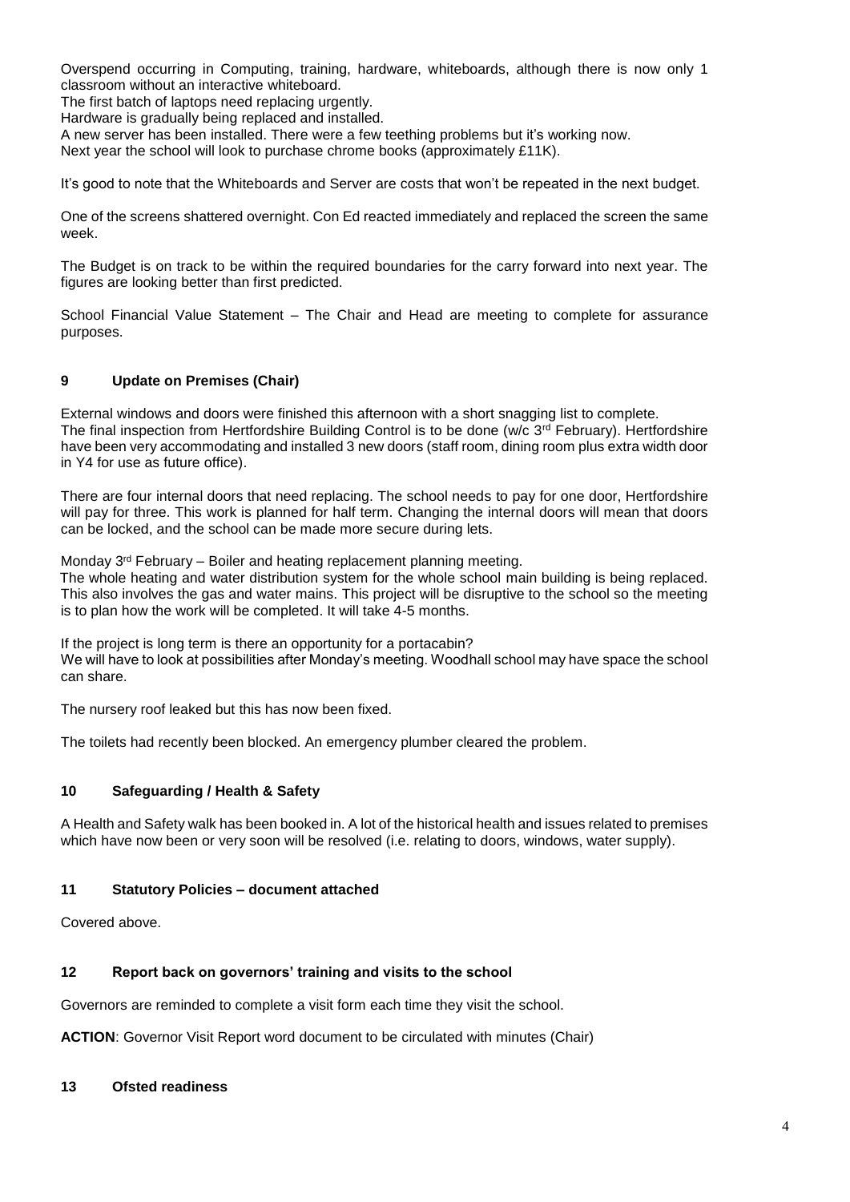Overspend occurring in Computing, training, hardware, whiteboards, although there is now only 1 classroom without an interactive whiteboard.
The first batch of laptops need replacing urgently.
Hardware is gradually being replaced and installed.
A new server has been installed. There were a few teething problems but it's working now.
Next year the school will look to purchase chrome books (approximately £11K).

It's good to note that the Whiteboards and Server are costs that won't be repeated in the next budget.

One of the screens shattered overnight. Con Ed reacted immediately and replaced the screen the same week.

The Budget is on track to be within the required boundaries for the carry forward into next year. The figures are looking better than first predicted.

School Financial Value Statement – The Chair and Head are meeting to complete for assurance purposes.

## 9 Update on Premises (Chair)

External windows and doors were finished this afternoon with a short snagging list to complete.
The final inspection from Hertfordshire Building Control is to be done (w/c 3rd February). Hertfordshire have been very accommodating and installed 3 new doors (staff room, dining room plus extra width door in Y4 for use as future office).

There are four internal doors that need replacing. The school needs to pay for one door, Hertfordshire will pay for three. This work is planned for half term. Changing the internal doors will mean that doors can be locked, and the school can be made more secure during lets.

Monday 3rd February – Boiler and heating replacement planning meeting.
The whole heating and water distribution system for the whole school main building is being replaced. This also involves the gas and water mains. This project will be disruptive to the school so the meeting is to plan how the work will be completed. It will take 4-5 months.

If the project is long term is there an opportunity for a portacabin?
We will have to look at possibilities after Monday's meeting. Woodhall school may have space the school can share.

The nursery roof leaked but this has now been fixed.

The toilets had recently been blocked. An emergency plumber cleared the problem.

## 10 Safeguarding / Health & Safety

A Health and Safety walk has been booked in. A lot of the historical health and issues related to premises which have now been or very soon will be resolved (i.e. relating to doors, windows, water supply).

## 11 Statutory Policies – document attached

Covered above.

## 12 Report back on governors' training and visits to the school

Governors are reminded to complete a visit form each time they visit the school.

**ACTION**: Governor Visit Report word document to be circulated with minutes (Chair)

## 13 Ofsted readiness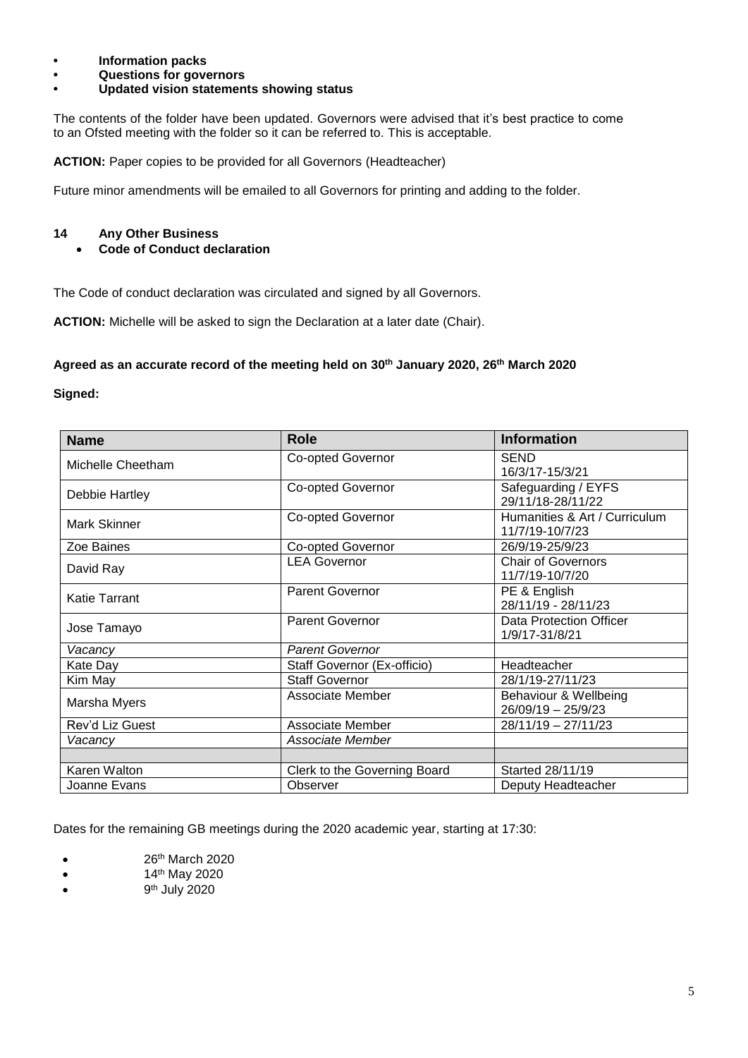- **Information packs**
- **Questions for governors**
- **Updated vision statements showing status**

The contents of the folder have been updated. Governors were advised that it's best practice to come to an Ofsted meeting with the folder so it can be referred to. This is acceptable.

**ACTION:** Paper copies to be provided for all Governors (Headteacher)

Future minor amendments will be emailed to all Governors for printing and adding to the folder.

## 14 Any Other Business

- **Code of Conduct declaration**

The Code of conduct declaration was circulated and signed by all Governors.

**ACTION:** Michelle will be asked to sign the Declaration at a later date (Chair).

**Agreed as an accurate record of the meeting held on 30th January 2020, 26th March 2020**

**Signed:**

| Name | Role | Information |
|---|---|---|
| Michelle Cheetham | Co-opted Governor | SEND 16/3/17-15/3/21 |
| Debbie Hartley | Co-opted Governor | Safeguarding / EYFS 29/11/18-28/11/22 |
| Mark Skinner | Co-opted Governor | Humanities & Art / Curriculum 11/7/19-10/7/23 |
| Zoe Baines | Co-opted Governor | 26/9/19-25/9/23 |
| David Ray | LEA Governor | Chair of Governors 11/7/19-10/7/20 |
| Katie Tarrant | Parent Governor | PE & English 28/11/19 - 28/11/23 |
| Jose Tamayo | Parent Governor | Data Protection Officer 1/9/17-31/8/21 |
| *Vacancy* | *Parent Governor* | |
| Kate Day | Staff Governor (Ex-officio) | Headteacher |
| Kim May | Staff Governor | 28/1/19-27/11/23 |
| Marsha Myers | Associate Member | Behaviour & Wellbeing 26/09/19 – 25/9/23 |
| Rev'd Liz Guest | Associate Member | 28/11/19 – 27/11/23 |
| *Vacancy* | *Associate Member* | |
| | | |
| Karen Walton | Clerk to the Governing Board | Started 28/11/19 |
| Joanne Evans | Observer | Deputy Headteacher |

Dates for the remaining GB meetings during the 2020 academic year, starting at 17:30:

- 26th March 2020
- 14th May 2020
- 9th July 2020